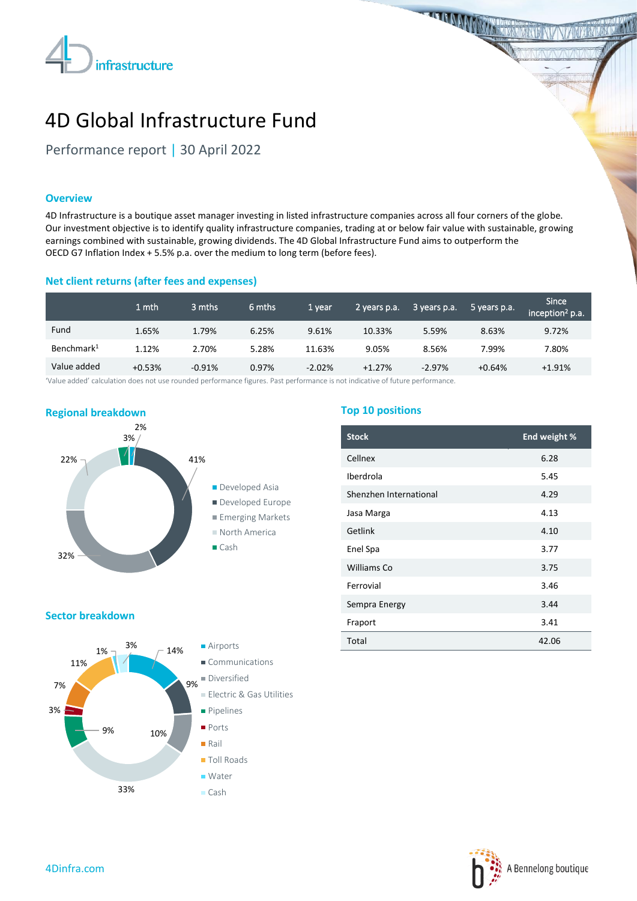# 4D Global Infrastructure Fund

Performance report | 30 April 2022

## Overview

4D Infrastructure is a boutique asset manager investing in listed infrastructure companies across all four corners of the globe. Our investment objective is to identify quality infrastructure companies, trading at or below fair value with sustainable, growing earnings combined with sustainable, growing dividends. The 4D Global Infrastructure Fund aims to outperform the OECD G7 Inflation Index + 5.5% p.a. over the medium to long term (before fees).

## Net client returns (after fees and expenses)

| | 1 mth | 3 mths | 6 mths | 1 year | 2 years p.a. | 3 years p.a. | 5 years p.a. | Since inception[2] p.a. |
|---|---|---|---|---|---|---|---|---|
| Fund | 1.65% | 1.79% | 6.25% | 9.61% | 10.33% | 5.59% | 8.63% | 9.72% |
| Benchmark[1] | 1.12% | 2.70% | 5.28% | 11.63% | 9.05% | 8.56% | 7.99% | 7.80% |
| Value added | +0.53% | -0.91% | 0.97% | -2.02% | +1.27% | -2.97% | +0.64% | +1.91% |

'Value added' calculation does not use rounded performance figures. Past performance is not indicative of future performance.

## Regional breakdown

- Developed Asia: 2%
- Developed Europe: 41%
- Emerging Markets: 32%
- North America: 22%
- Cash: 3%

## Sector breakdown

- Airports: 14%
- Communications: 9%
- Diversified: 10%
- Electric & Gas Utilities: 33%
- Pipelines: 9%
- Ports: 3%
- Rail: 7%
- Toll Roads: 11%
- Water: 1%
- Cash: 3%

## Top 10 positions

| Stock | End weight % |
|---|---|
| Cellnex | 6.28 |
| Iberdrola | 5.45 |
| Shenzhen International | 4.29 |
| Jasa Marga | 4.13 |
| Getlink | 4.10 |
| Enel Spa | 3.77 |
| Williams Co | 3.75 |
| Ferrovial | 3.46 |
| Sempra Energy | 3.44 |
| Fraport | 3.41 |
| Total | 42.06 |

4Dinfra.com

A Bennelong boutique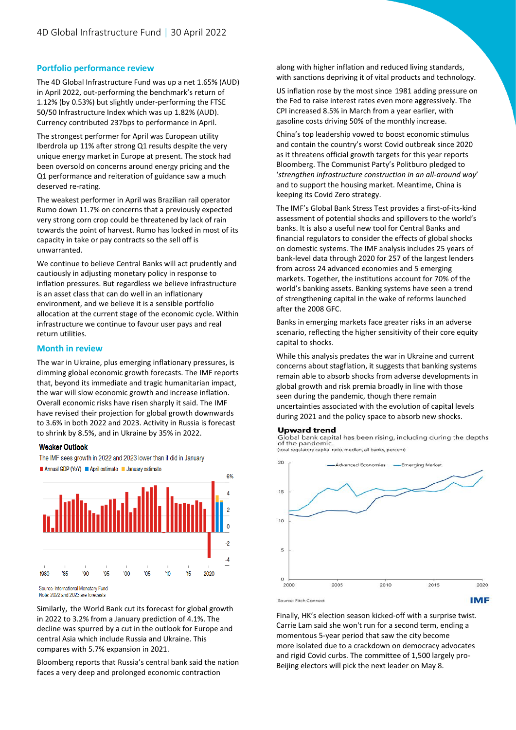## Portfolio performance review

The 4D Global Infrastructure Fund was up a net 1.65% (AUD) in April 2022, out-performing the benchmark's return of 1.12% (by 0.53%) but slightly under-performing the FTSE 50/50 Infrastructure Index which was up 1.82% (AUD). Currency contributed 237bps to performance in April.

The strongest performer for April was European utility Iberdrola up 11% after strong Q1 results despite the very unique energy market in Europe at present. The stock had been oversold on concerns around energy pricing and the Q1 performance and reiteration of guidance saw a much deserved re-rating.

The weakest performer in April was Brazilian rail operator Rumo down 11.7% on concerns that a previously expected very strong corn crop could be threatened by lack of rain towards the point of harvest. Rumo has locked in most of its capacity in take or pay contracts so the sell off is unwarranted.

We continue to believe Central Banks will act prudently and cautiously in adjusting monetary policy in response to inflation pressures. But regardless we believe infrastructure is an asset class that can do well in an inflationary environment, and we believe it is a sensible portfolio allocation at the current stage of the economic cycle. Within infrastructure we continue to favour user pays and real return utilities.

## Month in review

The war in Ukraine, plus emerging inflationary pressures, is dimming global economic growth forecasts. The IMF reports that, beyond its immediate and tragic humanitarian impact, the war will slow economic growth and increase inflation. Overall economic risks have risen sharply it said. The IMF have revised their projection for global growth downwards to 3.6% in both 2022 and 2023. Activity in Russia is forecast to shrink by 8.5%, and in Ukraine by 35% in 2022.

**Weaker Outlook**

The IMF sees growth in 2022 and 2023 lower than it did in January

Annual GDP (YoY) | April estimate | January estimate

Source: International Monetary Fund
Note: 2022 and 2023 are forecasts

Similarly, the World Bank cut its forecast for global growth in 2022 to 3.2% from a January prediction of 4.1%. The decline was spurred by a cut in the outlook for Europe and central Asia which include Russia and Ukraine. This compares with 5.7% expansion in 2021.

Bloomberg reports that Russia's central bank said the nation faces a very deep and prolonged economic contraction along with higher inflation and reduced living standards, with sanctions depriving it of vital products and technology.

US inflation rose by the most since 1981 adding pressure on the Fed to raise interest rates even more aggressively. The CPI increased 8.5% in March from a year earlier, with gasoline costs driving 50% of the monthly increase.

China's top leadership vowed to boost economic stimulus and contain the country's worst Covid outbreak since 2020 as it threatens official growth targets for this year reports Bloomberg. The Communist Party's Politburo pledged to '*strengthen infrastructure construction in an all-around way*' and to support the housing market. Meantime, China is keeping its Covid Zero strategy.

The IMF's Global Bank Stress Test provides a first-of-its-kind assessment of potential shocks and spillovers to the world's banks. It is also a useful new tool for Central Banks and financial regulators to consider the effects of global shocks on domestic systems. The IMF analysis includes 25 years of bank-level data through 2020 for 257 of the largest lenders from across 24 advanced economies and 5 emerging markets. Together, the institutions account for 70% of the world's banking assets. Banking systems have seen a trend of strengthening capital in the wake of reforms launched after the 2008 GFC.

Banks in emerging markets face greater risks in an adverse scenario, reflecting the higher sensitivity of their core equity capital to shocks.

While this analysis predates the war in Ukraine and current concerns about stagflation, it suggests that banking systems remain able to absorb shocks from adverse developments in global growth and risk premia broadly in line with those seen during the pandemic, though there remain uncertainties associated with the evolution of capital levels during 2021 and the policy space to absorb new shocks.

**Upward trend**

Global bank capital has been rising, including during the depths of the pandemic.
(total regulatory capital ratio, median, all banks, percent)

Advanced Economies | Emerging Market

Source: Fitch Connect

IMF

Finally, HK's election season kicked-off with a surprise twist. Carrie Lam said she won't run for a second term, ending a momentous 5-year period that saw the city become more isolated due to a crackdown on democracy advocates and rigid Covid curbs. The committee of 1,500 largely pro-Beijing electors will pick the next leader on May 8.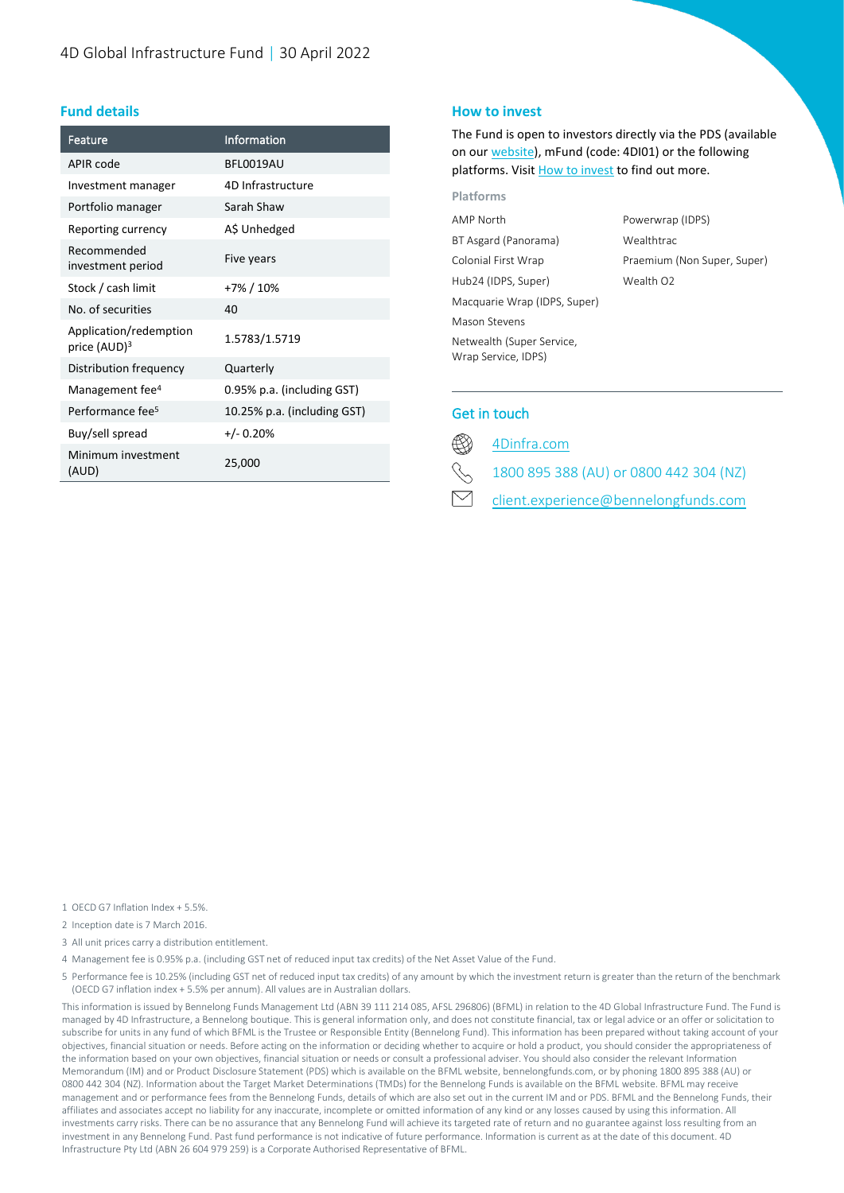## Fund details

| Feature | Information |
|---|---|
| APIR code | BFL0019AU |
| Investment manager | 4D Infrastructure |
| Portfolio manager | Sarah Shaw |
| Reporting currency | A$ Unhedged |
| Recommended investment period | Five years |
| Stock / cash limit | +7% / 10% |
| No. of securities | 40 |
| Application/redemption price (AUD)[3] | 1.5783/1.5719 |
| Distribution frequency | Quarterly |
| Management fee[4] | 0.95% p.a. (including GST) |
| Performance fee[5] | 10.25% p.a. (including GST) |
| Buy/sell spread | +/- 0.20% |
| Minimum investment (AUD) | 25,000 |

## How to invest

The Fund is open to investors directly via the PDS (available on our website), mFund (code: 4DI01) or the following platforms. Visit How to invest to find out more.

**Platforms**

- AMP North
- BT Asgard (Panorama)
- Colonial First Wrap
- Hub24 (IDPS, Super)
- Macquarie Wrap (IDPS, Super)
- Mason Stevens
- Netwealth (Super Service, Wrap Service, IDPS)
- Powerwrap (IDPS)
- Wealthtrac
- Praemium (Non Super, Super)
- Wealth O2

## Get in touch

4Dinfra.com

1800 895 388 (AU) or 0800 442 304 (NZ)

client.experience@bennelongfunds.com

1 OECD G7 Inflation Index + 5.5%.

2 Inception date is 7 March 2016.

3 All unit prices carry a distribution entitlement.

4 Management fee is 0.95% p.a. (including GST net of reduced input tax credits) of the Net Asset Value of the Fund.

5 Performance fee is 10.25% (including GST net of reduced input tax credits) of any amount by which the investment return is greater than the return of the benchmark (OECD G7 inflation index + 5.5% per annum). All values are in Australian dollars.

This information is issued by Bennelong Funds Management Ltd (ABN 39 111 214 085, AFSL 296806) (BFML) in relation to the 4D Global Infrastructure Fund. The Fund is managed by 4D Infrastructure, a Bennelong boutique. This is general information only, and does not constitute financial, tax or legal advice or an offer or solicitation to subscribe for units in any fund of which BFML is the Trustee or Responsible Entity (Bennelong Fund). This information has been prepared without taking account of your objectives, financial situation or needs. Before acting on the information or deciding whether to acquire or hold a product, you should consider the appropriateness of the information based on your own objectives, financial situation or needs or consult a professional adviser. You should also consider the relevant Information Memorandum (IM) and or Product Disclosure Statement (PDS) which is available on the BFML website, bennelongfunds.com, or by phoning 1800 895 388 (AU) or 0800 442 304 (NZ). Information about the Target Market Determinations (TMDs) for the Bennelong Funds is available on the BFML website. BFML may receive management and or performance fees from the Bennelong Funds, details of which are also set out in the current IM and or PDS. BFML and the Bennelong Funds, their affiliates and associates accept no liability for any inaccurate, incomplete or omitted information of any kind or any losses caused by using this information. All investments carry risks. There can be no assurance that any Bennelong Fund will achieve its targeted rate of return and no guarantee against loss resulting from an investment in any Bennelong Fund. Past fund performance is not indicative of future performance. Information is current as at the date of this document. 4D Infrastructure Pty Ltd (ABN 26 604 979 259) is a Corporate Authorised Representative of BFML.